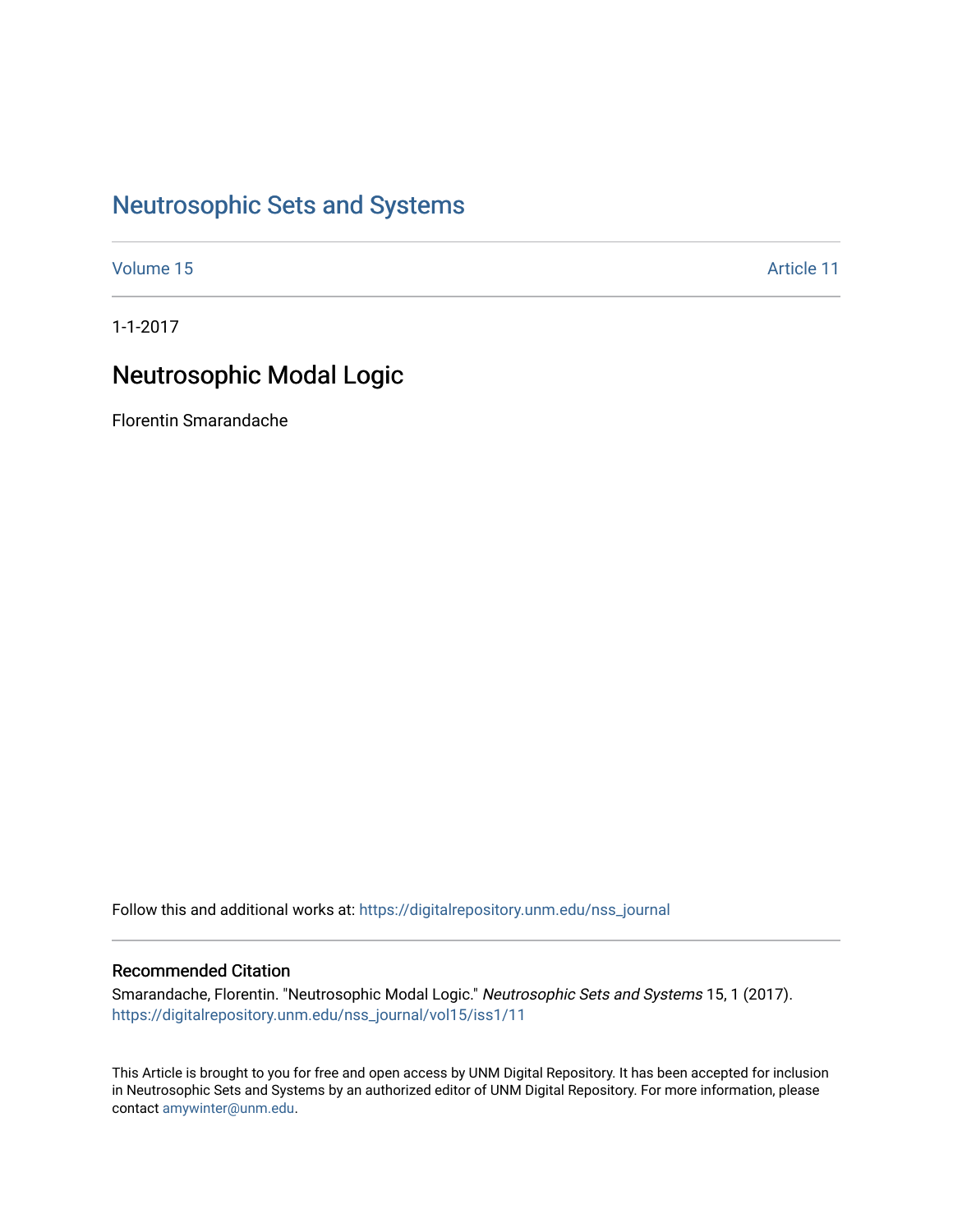# Neutrosophic Sets and Systems

Volume 15 Article 11

1-1-2017

## Neutrosophic Modal Logic

Florentin Smarandache

Follow this and additional works at: https://digitalrepository.unm.edu/nss_journal

### Recommended Citation

Smarandache, Florentin. "Neutrosophic Modal Logic." *Neutrosophic Sets and Systems* 15, 1 (2017). https://digitalrepository.unm.edu/nss_journal/vol15/iss1/11

This Article is brought to you for free and open access by UNM Digital Repository. It has been accepted for inclusion in Neutrosophic Sets and Systems by an authorized editor of UNM Digital Repository. For more information, please contact amywinter@unm.edu.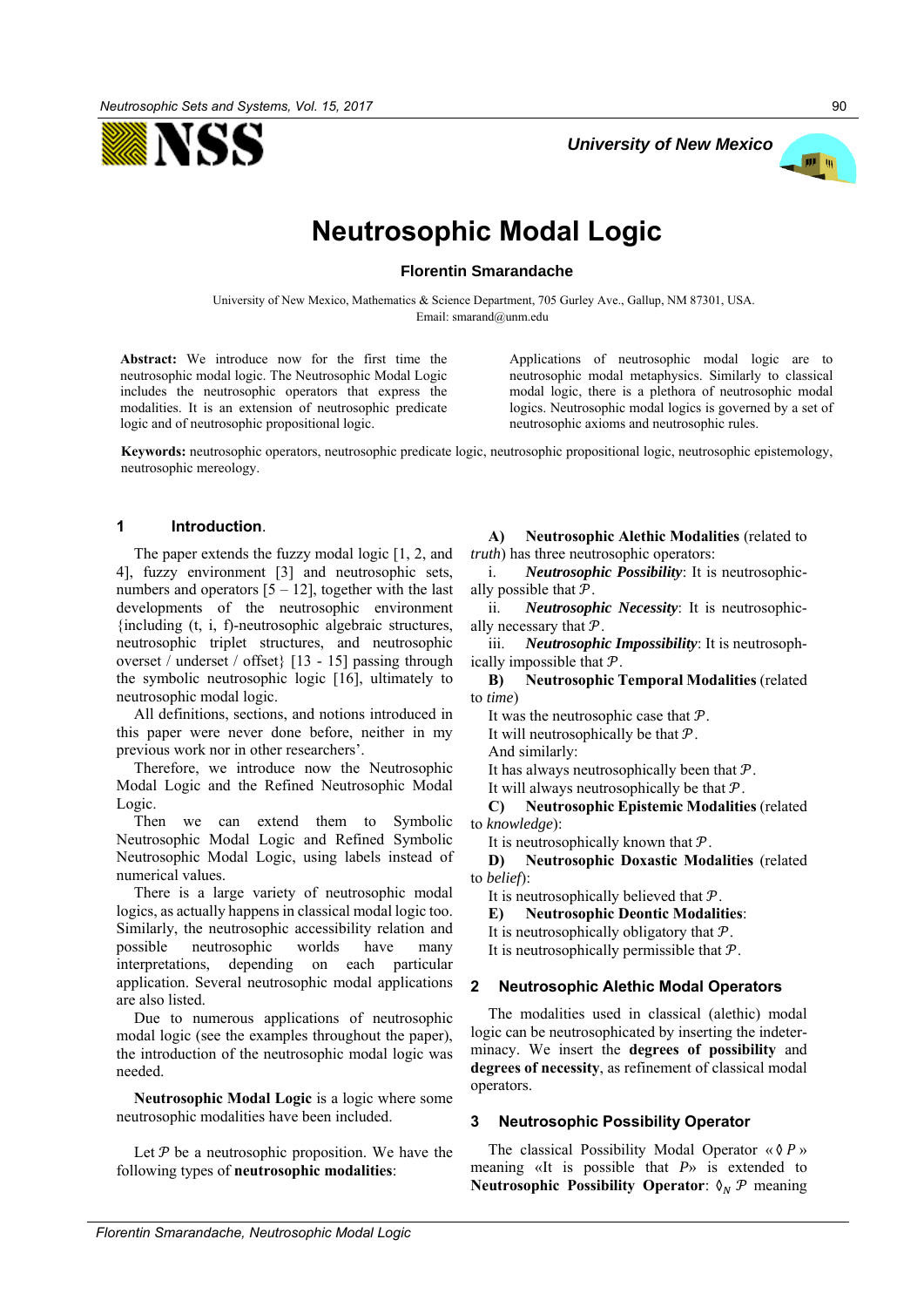# Neutrosophic Modal Logic

**Florentin Smarandache**

University of New Mexico, Mathematics & Science Department, 705 Gurley Ave., Gallup, NM 87301, USA.
Email: smarand@unm.edu

**Abstract:** We introduce now for the first time the neutrosophic modal logic. The Neutrosophic Modal Logic includes the neutrosophic operators that express the modalities. It is an extension of neutrosophic predicate logic and of neutrosophic propositional logic.

Applications of neutrosophic modal logic are to neutrosophic modal metaphysics. Similarly to classical modal logic, there is a plethora of neutrosophic modal logics. Neutrosophic modal logics is governed by a set of neutrosophic axioms and neutrosophic rules.

**Keywords:** neutrosophic operators, neutrosophic predicate logic, neutrosophic propositional logic, neutrosophic epistemology, neutrosophic mereology.

## 1 Introduction.

The paper extends the fuzzy modal logic [1, 2, and 4], fuzzy environment [3] and neutrosophic sets, numbers and operators [5 – 12], together with the last developments of the neutrosophic environment {including (t, i, f)-neutrosophic algebraic structures, neutrosophic triplet structures, and neutrosophic overset / underset / offset} [13 - 15] passing through the symbolic neutrosophic logic [16], ultimately to neutrosophic modal logic.

All definitions, sections, and notions introduced in this paper were never done before, neither in my previous work nor in other researchers'.

Therefore, we introduce now the Neutrosophic Modal Logic and the Refined Neutrosophic Modal Logic.

Then we can extend them to Symbolic Neutrosophic Modal Logic and Refined Symbolic Neutrosophic Modal Logic, using labels instead of numerical values.

There is a large variety of neutrosophic modal logics, as actually happens in classical modal logic too. Similarly, the neutrosophic accessibility relation and possible neutrosophic worlds have many interpretations, depending on each particular application. Several neutrosophic modal applications are also listed.

Due to numerous applications of neutrosophic modal logic (see the examples throughout the paper), the introduction of the neutrosophic modal logic was needed.

**Neutrosophic Modal Logic** is a logic where some neutrosophic modalities have been included.

Let $\mathcal{P}$ be a neutrosophic proposition. We have the following types of **neutrosophic modalities**:

**A) Neutrosophic Alethic Modalities** (related to *truth*) has three neutrosophic operators:

i. ***Neutrosophic Possibility***: It is neutrosophically possible that $\mathcal{P}$.

ii. ***Neutrosophic Necessity***: It is neutrosophically necessary that $\mathcal{P}$.

iii. ***Neutrosophic Impossibility***: It is neutrosophically impossible that $\mathcal{P}$.

**B) Neutrosophic Temporal Modalities** (related to *time*)

It was the neutrosophic case that $\mathcal{P}$.

It will neutrosophically be that $\mathcal{P}$.

And similarly:

It has always neutrosophically been that $\mathcal{P}$.

It will always neutrosophically be that $\mathcal{P}$.

**C) Neutrosophic Epistemic Modalities** (related to *knowledge*):

It is neutrosophically known that $\mathcal{P}$.

**D) Neutrosophic Doxastic Modalities** (related to *belief*):

It is neutrosophically believed that $\mathcal{P}$.

**E) Neutrosophic Deontic Modalities**:

It is neutrosophically obligatory that $\mathcal{P}$.

It is neutrosophically permissible that $\mathcal{P}$.

## 2 Neutrosophic Alethic Modal Operators

The modalities used in classical (alethic) modal logic can be neutrosophicated by inserting the indeterminacy. We insert the **degrees of possibility** and **degrees of necessity**, as refinement of classical modal operators.

## 3 Neutrosophic Possibility Operator

The classical Possibility Modal Operator «$\lozenge P$» meaning «It is possible that $P$» is extended to **Neutrosophic Possibility Operator**: $\lozenge_N \mathcal{P}$ meaning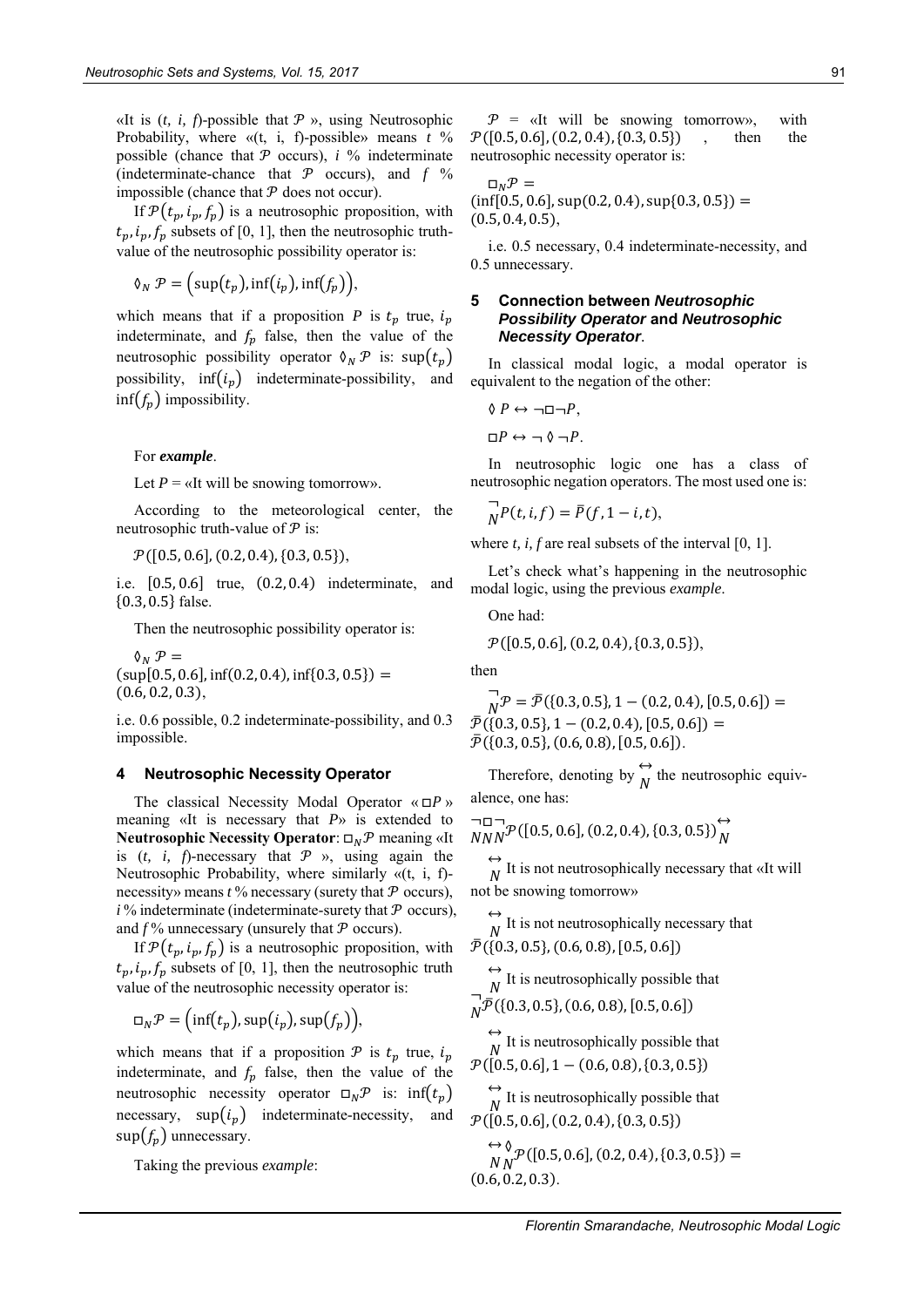«It is $(t, i, f)$-possible that $\mathcal{P}$ », using Neutrosophic Probability, where «(t, i, f)-possible» means $t$ % possible (chance that $\mathcal{P}$ occurs), $i$ % indeterminate (indeterminate-chance that $\mathcal{P}$ occurs), and $f$ % impossible (chance that $\mathcal{P}$ does not occur).

If $\mathcal{P}(t_p, i_p, f_p)$ is a neutrosophic proposition, with $t_p, i_p, f_p$ subsets of [0, 1], then the neutrosophic truth-value of the neutrosophic possibility operator is:

$$\Diamond_N \mathcal{P} = \left(\sup(t_p), \inf(i_p), \inf(f_p)\right),$$

which means that if a proposition $P$ is $t_p$ true, $i_p$ indeterminate, and $f_p$ false, then the value of the neutrosophic possibility operator $\Diamond_N \mathcal{P}$ is: $\sup(t_p)$ possibility, $\inf(i_p)$ indeterminate-possibility, and $\inf(f_p)$ impossibility.

For ***example***.

Let $P$ = «It will be snowing tomorrow».

According to the meteorological center, the neutrosophic truth-value of $\mathcal{P}$ is:

$$\mathcal{P}([0.5, 0.6], (0.2, 0.4), \{0.3, 0.5\}),$$

i.e. $[0.5, 0.6]$ true, $(0.2, 0.4)$ indeterminate, and $\{0.3, 0.5\}$ false.

Then the neutrosophic possibility operator is:

$$\Diamond_N \mathcal{P} = (\sup[0.5, 0.6], \inf(0.2, 0.4), \inf\{0.3, 0.5\}) = (0.6, 0.2, 0.3),$$

i.e. 0.6 possible, 0.2 indeterminate-possibility, and 0.3 impossible.

## 4 Neutrosophic Necessity Operator

The classical Necessity Modal Operator « $\Box P$ » meaning «It is necessary that $P$» is extended to **Neutrosophic Necessity Operator**: $\Box_N \mathcal{P}$ meaning «It is $(t, i, f)$-necessary that $\mathcal{P}$ », using again the Neutrosophic Probability, where similarly «(t, i, f)-necessity» means $t$ % necessary (surety that $\mathcal{P}$ occurs), $i$ % indeterminate (indeterminate-surety that $\mathcal{P}$ occurs), and $f$ % unnecessary (unsurely that $\mathcal{P}$ occurs).

If $\mathcal{P}(t_p, i_p, f_p)$ is a neutrosophic proposition, with $t_p, i_p, f_p$ subsets of [0, 1], then the neutrosophic truth value of the neutrosophic necessity operator is:

$$\Box_N \mathcal{P} = \left(\inf(t_p), \sup(i_p), \sup(f_p)\right),$$

which means that if a proposition $\mathcal{P}$ is $t_p$ true, $i_p$ indeterminate, and $f_p$ false, then the value of the neutrosophic necessity operator $\Box_N \mathcal{P}$ is: $\inf(t_p)$ necessary, $\sup(i_p)$ indeterminate-necessity, and $\sup(f_p)$ unnecessary.

Taking the previous *example*:

$\mathcal{P}$ = «It will be snowing tomorrow», with $\mathcal{P}([0.5, 0.6], (0.2, 0.4), \{0.3, 0.5\})$, then the neutrosophic necessity operator is:

$$\Box_N \mathcal{P} = (\inf[0.5, 0.6], \sup(0.2, 0.4), \sup\{0.3, 0.5\}) = (0.5, 0.4, 0.5),$$

i.e. 0.5 necessary, 0.4 indeterminate-necessity, and 0.5 unnecessary.

## 5 Connection between *Neutrosophic Possibility Operator* and *Neutrosophic Necessity Operator*.

In classical modal logic, a modal operator is equivalent to the negation of the other:

$$\Diamond P \leftrightarrow \neg\Box\neg P,$$

$$\Box P \leftrightarrow \neg \Diamond \neg P.$$

In neutrosophic logic one has a class of neutrosophic negation operators. The most used one is:

$$\underset{N}{\neg} P(t, i, f) = \bar{P}(f, 1 - i, t),$$

where $t, i, f$ are real subsets of the interval [0, 1].

Let's check what's happening in the neutrosophic modal logic, using the previous *example*.

One had:

$$\mathcal{P}([0.5, 0.6], (0.2, 0.4), \{0.3, 0.5\}),$$

then

$$\underset{N}{\neg}\mathcal{P} = \bar{\mathcal{P}}(\{0.3, 0.5\}, 1 - (0.2, 0.4), [0.5, 0.6]) = \bar{\mathcal{P}}(\{0.3, 0.5\}, 1 - (0.2, 0.4), [0.5, 0.6]) = \bar{\mathcal{P}}(\{0.3, 0.5\}, (0.6, 0.8), [0.5, 0.6]).$$

Therefore, denoting by $\underset{N}{\leftrightarrow}$ the neutrosophic equivalence, one has:

$\underset{N}{\neg}\underset{N}{\Box}\underset{N}{\neg}\mathcal{P}([0.5, 0.6], (0.2, 0.4), \{0.3, 0.5\}) \underset{N}{\leftrightarrow}$

$\underset{N}{\leftrightarrow}$ It is not neutrosophically necessary that «It will not be snowing tomorrow»

$\underset{N}{\leftrightarrow}$ It is not neutrosophically necessary that $\bar{\mathcal{P}}(\{0.3, 0.5\}, (0.6, 0.8), [0.5, 0.6])$

$\underset{N}{\leftrightarrow}$ It is neutrosophically possible that $\underset{N}{\neg}\bar{\mathcal{P}}(\{0.3, 0.5\}, (0.6, 0.8), [0.5, 0.6])$

$\underset{N}{\leftrightarrow}$ It is neutrosophically possible that $\mathcal{P}([0.5, 0.6], 1 - (0.6, 0.8), \{0.3, 0.5\})$

$\underset{N}{\leftrightarrow}$ It is neutrosophically possible that $\mathcal{P}([0.5, 0.6], (0.2, 0.4), \{0.3, 0.5\})$

$\underset{N}{\leftrightarrow}\underset{N}{\Diamond}\mathcal{P}([0.5, 0.6], (0.2, 0.4), \{0.3, 0.5\}) = (0.6, 0.2, 0.3).$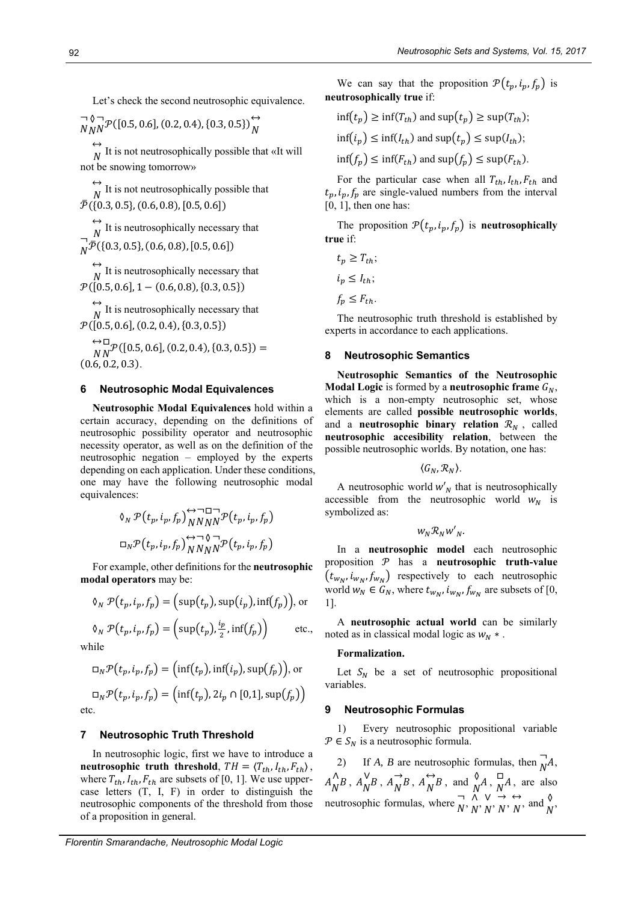Let's check the second neutrosophic equivalence.

$\underset{N}{\neg}\underset{N}{\Diamond}\underset{N}{\neg}\mathcal{P}([0.5, 0.6], (0.2, 0.4), \{0.3, 0.5\})\underset{N}{\leftrightarrow}$

$\underset{N}{\leftrightarrow}$ It is not neutrosophically possible that «It will not be snowing tomorrow»

$\underset{N}{\leftrightarrow}$ It is not neutrosophically possible that $\bar{\mathcal{P}}(\{0.3, 0.5\}, (0.6, 0.8), [0.5, 0.6])$

$\underset{N}{\leftrightarrow}$ It is neutrosophically necessary that $\underset{N}{\neg}\bar{\mathcal{P}}(\{0.3, 0.5\}, (0.6, 0.8), [0.5, 0.6])$

$\underset{N}{\leftrightarrow}$ It is neutrosophically necessary that $\mathcal{P}([0.5, 0.6], 1-(0.6, 0.8), \{0.3, 0.5\})$

$\underset{N}{\leftrightarrow}$ It is neutrosophically necessary that $\mathcal{P}([0.5, 0.6], (0.2, 0.4), \{0.3, 0.5\})$

$\underset{N}{\leftrightarrow}\underset{N}{\Box}\mathcal{P}([0.5, 0.6], (0.2, 0.4), \{0.3, 0.5\}) = (0.6, 0.2, 0.3)$.

## 6 Neutrosophic Modal Equivalences

**Neutrosophic Modal Equivalences** hold within a certain accuracy, depending on the definitions of neutrosophic possibility operator and neutrosophic necessity operator, as well as on the definition of the neutrosophic negation – employed by the experts depending on each application. Under these conditions, one may have the following neutrosophic modal equivalences:

$$\Diamond_N \mathcal{P}(t_p, i_p, f_p)\underset{N}{\leftrightarrow}\underset{N}{\neg}\underset{N}{\Box}\underset{N}{\neg}\mathcal{P}(t_p, i_p, f_p)$$

$$\Box_N \mathcal{P}(t_p, i_p, f_p)\underset{N}{\leftrightarrow}\underset{N}{\neg}\underset{N}{\Diamond}\underset{N}{\neg}\mathcal{P}(t_p, i_p, f_p)$$

For example, other definitions for the **neutrosophic modal operators** may be:

$\Diamond_N \mathcal{P}(t_p, i_p, f_p) = (\sup(t_p), \sup(i_p), \inf(f_p))$, or

$\Diamond_N \mathcal{P}(t_p, i_p, f_p) = \left(\sup(t_p), \frac{i_p}{2}, \inf(f_p)\right)$ etc.,

while

$\Box_N \mathcal{P}(t_p, i_p, f_p) = (\inf(t_p), \inf(i_p), \sup(f_p))$, or

$\Box_N \mathcal{P}(t_p, i_p, f_p) = (\inf(t_p), 2i_p \cap [0,1], \sup(f_p))$ etc.

## 7 Neutrosophic Truth Threshold

In neutrosophic logic, first we have to introduce a **neutrosophic truth threshold**, $TH = \langle T_{th}, I_{th}, F_{th}\rangle$, where $T_{th}, I_{th}, F_{th}$ are subsets of [0, 1]. We use upper-case letters (T, I, F) in order to distinguish the neutrosophic components of the threshold from those of a proposition in general.

We can say that the proposition $\mathcal{P}(t_p, i_p, f_p)$ is **neutrosophically true** if:

$\inf(t_p) \geq \inf(T_{th})$ and $\sup(t_p) \geq \sup(T_{th})$;

$\inf(i_p) \leq \inf(I_{th})$ and $\sup(t_p) \leq \sup(I_{th})$;

$\inf(f_p) \leq \inf(F_{th})$ and $\sup(f_p) \leq \sup(F_{th})$.

For the particular case when all $T_{th}, I_{th}, F_{th}$ and $t_p, i_p, f_p$ are single-valued numbers from the interval [0, 1], then one has:

The proposition $\mathcal{P}(t_p, i_p, f_p)$ is **neutrosophically true** if:

$t_p \geq T_{th}$;

$i_p \leq I_{th}$;

$f_p \leq F_{th}$.

The neutrosophic truth threshold is established by experts in accordance to each applications.

## 8 Neutrosophic Semantics

**Neutrosophic Semantics of the Neutrosophic Modal Logic** is formed by a **neutrosophic frame** $G_N$, which is a non-empty neutrosophic set, whose elements are called **possible neutrosophic worlds**, and a **neutrosophic binary relation** $\mathcal{R}_N$, called **neutrosophic accesibility relation**, between the possible neutrosophic worlds. By notation, one has:

$$\langle G_N, \mathcal{R}_N\rangle.$$

A neutrosophic world $w'_N$ that is neutrosophically accessible from the neutrosophic world $w_N$ is symbolized as:

$$w_N \mathcal{R}_N w'_N.$$

In a **neutrosophic model** each neutrosophic proposition $\mathcal{P}$ has a **neutrosophic truth-value** $(t_{w_N}, i_{w_N}, f_{w_N})$ respectively to each neutrosophic world $w_N \in G_N$, where $t_{w_N}, i_{w_N}, f_{w_N}$ are subsets of [0, 1].

A **neutrosophic actual world** can be similarly noted as in classical modal logic as $w_N *$.

**Formalization.**

Let $S_N$ be a set of neutrosophic propositional variables.

## 9 Neutrosophic Formulas

1) Every neutrosophic propositional variable $\mathcal{P} \in S_N$ is a neutrosophic formula.

2) If *A*, *B* are neutrosophic formulas, then $\underset{N}{\neg}A$, $A\underset{N}{\wedge}B$, $A\underset{N}{\vee}B$, $A\underset{N}{\rightarrow}B$, $A\underset{N}{\leftrightarrow}B$, and $\underset{N}{\Diamond}A$, $\underset{N}{\Box}A$, are also neutrosophic formulas, where $\underset{N}{\neg}$, $\underset{N}{\wedge}$, $\underset{N}{\vee}$, $\underset{N}{\rightarrow}$, $\underset{N}{\leftrightarrow}$, and $\underset{N}{\Diamond}$,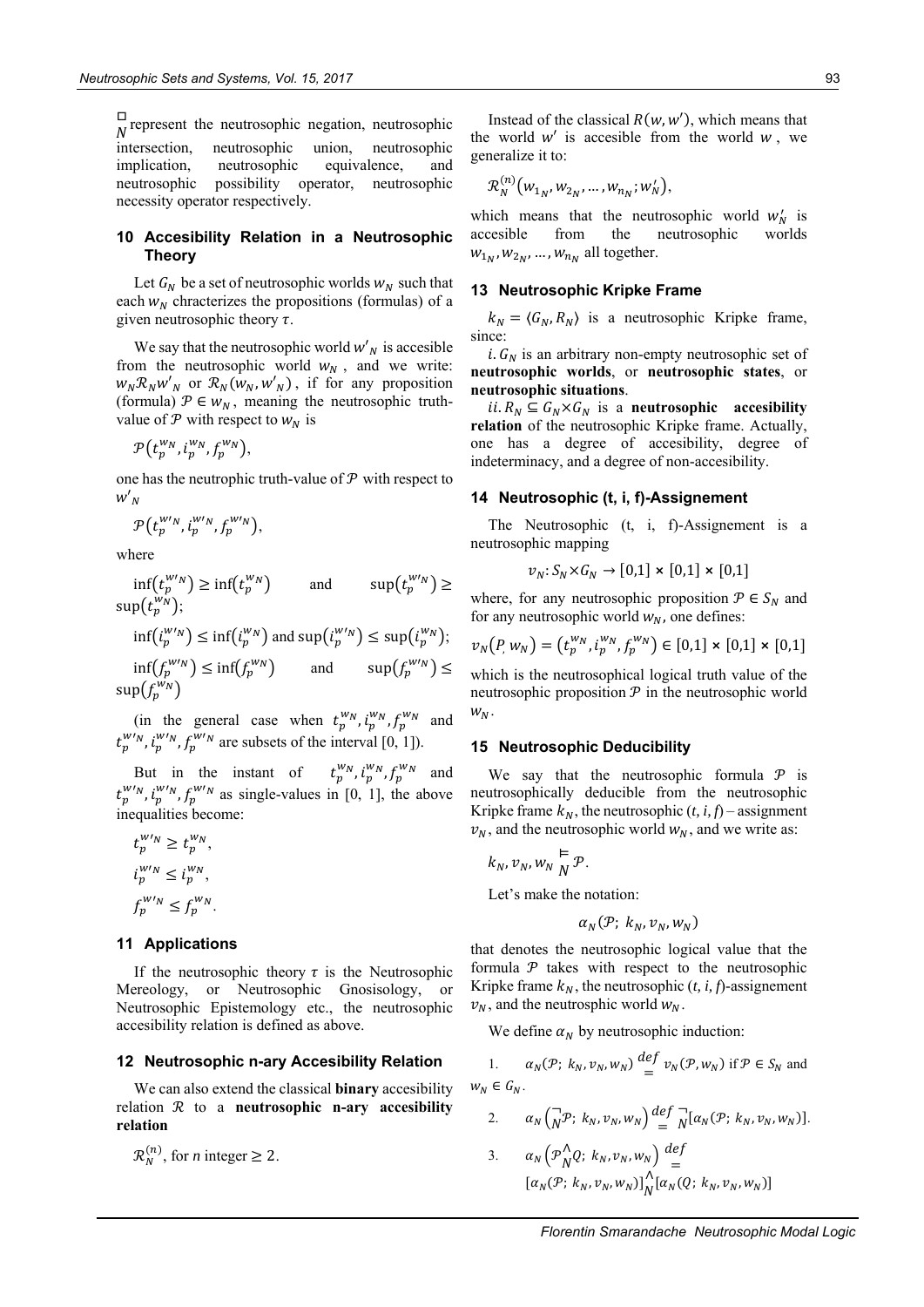$\underset{N}{\Box}$ represent the neutrosophic negation, neutrosophic intersection, neutrosophic union, neutrosophic implication, neutrosophic equivalence, and neutrosophic possibility operator, neutrosophic necessity operator respectively.

## 10 Accesibility Relation in a Neutrosophic Theory

Let $G_N$ be a set of neutrosophic worlds $w_N$ such that each $w_N$ chracterizes the propositions (formulas) of a given neutrosophic theory $\tau$.

We say that the neutrosophic world $w'_N$ is accesible from the neutrosophic world $w_N$, and we write: $w_N \mathcal{R}_N w'_N$ or $\mathcal{R}_N(w_N, w'_N)$, if for any proposition (formula) $\mathcal{P} \in w_N$, meaning the neutrosophic truth-value of $\mathcal{P}$ with respect to $w_N$ is

$$\mathcal{P}\left(t_p^{w_N}, i_p^{w_N}, f_p^{w_N}\right),$$

one has the neutrophic truth-value of $\mathcal{P}$ with respect to $w'_N$

$$\mathcal{P}\left(t_p^{w'_N}, i_p^{w'_N}, f_p^{w'_N}\right),$$

where

$\inf\left(t_p^{w'_N}\right) \geq \inf\left(t_p^{w_N}\right)$ and $\sup\left(t_p^{w'_N}\right) \geq \sup\left(t_p^{w_N}\right)$;

$\inf\left(i_p^{w'_N}\right) \leq \inf\left(i_p^{w_N}\right)$ and $\sup\left(i_p^{w'_N}\right) \leq \sup\left(i_p^{w_N}\right)$;

$\inf\left(f_p^{w'_N}\right) \leq \inf\left(f_p^{w_N}\right)$ and $\sup\left(f_p^{w'_N}\right) \leq \sup\left(f_p^{w_N}\right)$

(in the general case when $t_p^{w_N}, i_p^{w_N}, f_p^{w_N}$ and $t_p^{w'_N}, i_p^{w'_N}, f_p^{w'_N}$ are subsets of the interval [0, 1]).

But in the instant of $t_p^{w_N}, i_p^{w_N}, f_p^{w_N}$ and $t_p^{w'_N}, i_p^{w'_N}, f_p^{w'_N}$ as single-values in [0, 1], the above inequalities become:

$$t_p^{w'_N} \geq t_p^{w_N},$$
$$i_p^{w'_N} \leq i_p^{w_N},$$
$$f_p^{w'_N} \leq f_p^{w_N}.$$

## 11 Applications

If the neutrosophic theory $\tau$ is the Neutrosophic Mereology, or Neutrosophic Gnosisology, or Neutrosophic Epistemology etc., the neutrosophic accesibility relation is defined as above.

## 12 Neutrosophic n-ary Accesibility Relation

We can also extend the classical **binary** accesibility relation $\mathcal{R}$ to a **neutrosophic n-ary accesibility relation**

$\mathcal{R}_N^{(n)}$, for *n* integer $\geq 2$.

Instead of the classical $R(w, w')$, which means that the world $w'$ is accesible from the world $w$, we generalize it to:

$$\mathcal{R}_N^{(n)}\left(w_{1_N}, w_{2_N}, \ldots, w_{n_N}; w'_N\right),$$

which means that the neutrosophic world $w'_N$ is accesible from the neutrosophic worlds $w_{1_N}, w_{2_N}, \ldots, w_{n_N}$ all together.

## 13 Neutrosophic Kripke Frame

$k_N = \langle G_N, R_N \rangle$ is a neutrosophic Kripke frame, since:

*i.* $G_N$ is an arbitrary non-empty neutrosophic set of **neutrosophic worlds**, or **neutrosophic states**, or **neutrosophic situations**.

*ii.* $R_N \subseteq G_N \times G_N$ is a **neutrosophic accesibility relation** of the neutrosophic Kripke frame. Actually, one has a degree of accesibility, degree of indeterminacy, and a degree of non-accesibility.

## 14 Neutrosophic (t, i, f)-Assignement

The Neutrosophic (t, i, f)-Assignement is a neutrosophic mapping

$$v_N: S_N \times G_N \to [0,1] \times [0,1] \times [0,1]$$

where, for any neutrosophic proposition $\mathcal{P} \in S_N$ and for any neutrosophic world $w_N$, one defines:

$$v_N(P, w_N) = \left(t_p^{w_N}, i_p^{w_N}, f_p^{w_N}\right) \in [0,1] \times [0,1] \times [0,1]$$

which is the neutrosophical logical truth value of the neutrosophic proposition $\mathcal{P}$ in the neutrosophic world $w_N$.

## 15 Neutrosophic Deducibility

We say that the neutrosophic formula $\mathcal{P}$ is neutrosophically deducible from the neutrosophic Kripke frame $k_N$, the neutrosophic *(t, i, f)* – assignment $v_N$, and the neutrosophic world $w_N$, and we write as:

$$k_N, v_N, w_N \underset{N}{\vDash} \mathcal{P}.$$

Let's make the notation:

$$\alpha_N(\mathcal{P};\ k_N, v_N, w_N)$$

that denotes the neutrosophic logical value that the formula $\mathcal{P}$ takes with respect to the neutrosophic Kripke frame $k_N$, the neutrosophic *(t, i, f)*-assignement $v_N$, and the neutrosophic world $w_N$.

We define $\alpha_N$ by neutrosophic induction:

1. $\alpha_N(\mathcal{P};\ k_N, v_N, w_N) \overset{def}{=} v_N(\mathcal{P}, w_N)$ if $\mathcal{P} \in S_N$ and $w_N \in G_N$.

2. $\alpha_N\left(\underset{N}{\neg}\mathcal{P};\ k_N, v_N, w_N\right) \overset{def}{=} \underset{N}{\neg}[\alpha_N(\mathcal{P};\ k_N, v_N, w_N)]$.

3. $\alpha_N\left(\mathcal{P}\underset{N}{\wedge}Q;\ k_N, v_N, w_N\right) \overset{def}{=} [\alpha_N(\mathcal{P};\ k_N, v_N, w_N)]\underset{N}{\wedge}[\alpha_N(Q;\ k_N, v_N, w_N)]$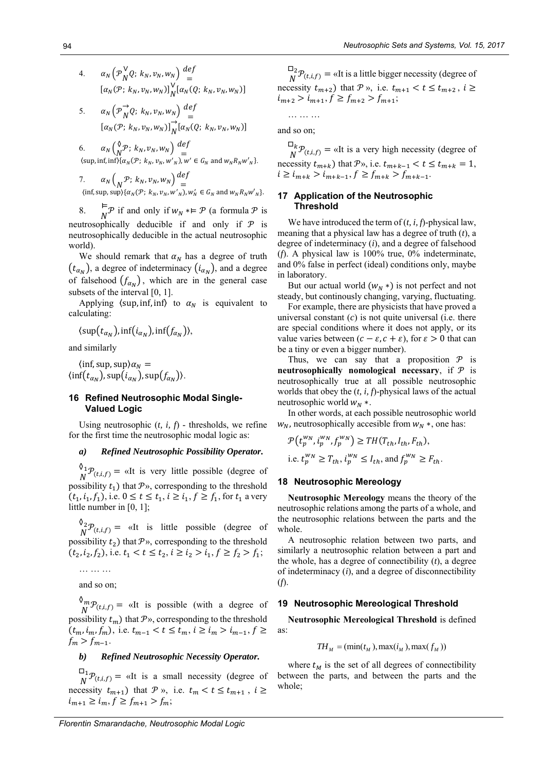4. $\alpha_N\left(\mathcal{P}\overset{\vee}{_N}Q;\ k_N, v_N, w_N\right) \overset{def}{=} [\alpha_N(\mathcal{P};\ k_N, v_N, w_N)]\overset{\vee}{_N}[\alpha_N(Q;\ k_N, v_N, w_N)]$

5. $\alpha_N\left(\mathcal{P}\overset{\rightarrow}{_N}Q;\ k_N, v_N, w_N\right) \overset{def}{=} [\alpha_N(\mathcal{P};\ k_N, v_N, w_N)]\overset{\rightarrow}{_N}[\alpha_N(Q;\ k_N, v_N, w_N)]$

6. $\alpha_N\left(\overset{\Diamond}{_N}\mathcal{P};\ k_N, v_N, w_N\right) \overset{def}{=} \langle\sup,\inf,\inf\rangle\{\alpha_N(\mathcal{P};\ k_N, v_N, w'_N), w' \in G_N \text{ and } w_N R_N w'_N\}.$

7. $\alpha_N\left(\overset{\square}{_N}\mathcal{P};\ k_N, v_N, w_N\right) \overset{def}{=} \langle\inf,\sup,\sup\rangle\{\alpha_N(\mathcal{P};\ k_N, v_N, w'_N), w'_N \in G_N \text{ and } w_N R_N w'_N\}.$

8. $\overset{\vDash}{_N}\mathcal{P}$ if and only if $w_N * \vDash \mathcal{P}$ (a formula $\mathcal{P}$ is neutrosophically deducible if and only if $\mathcal{P}$ is neutrosophically deducible in the actual neutrosophic world).

We should remark that $\alpha_N$ has a degree of truth $(t_{\alpha_N})$, a degree of indeterminacy $(i_{\alpha_N})$, and a degree of falsehood $(f_{\alpha_N})$, which are in the general case subsets of the interval [0, 1].

Applying $\langle\sup,\inf,\inf\rangle$ to $\alpha_N$ is equivalent to calculating:

$\langle\sup(t_{\alpha_N}), \inf(i_{\alpha_N}), \inf(f_{\alpha_N})\rangle$,

and similarly

$\langle\inf,\sup,\sup\rangle\alpha_N = \langle\inf(t_{\alpha_N}), \sup(i_{\alpha_N}), \sup(f_{\alpha_N})\rangle$.

## 16 Refined Neutrosophic Modal Single-Valued Logic

Using neutrosophic (*t*, *i*, *f*) - thresholds, we refine for the first time the neutrosophic modal logic as:

### *a) Refined Neutrosophic Possibility Operator.*

$\overset{\Diamond_1}{_N}\mathcal{P}_{(t,i,f)} =$ «It is very little possible (degree of possibility $t_1$) that $\mathcal{P}$», corresponding to the threshold $(t_1, i_1, f_1)$, i.e. $0 \le t \le t_1$, $i \ge i_1$, $f \ge f_1$, for $t_1$ a very little number in [0, 1];

$\overset{\Diamond_2}{_N}\mathcal{P}_{(t,i,f)} =$ «It is little possible (degree of possibility $t_2$) that $\mathcal{P}$», corresponding to the threshold $(t_2, i_2, f_2)$, i.e. $t_1 < t \le t_2$, $i \ge i_2 > i_1$, $f \ge f_2 > f_1$;

… … …

and so on;

$\overset{\Diamond_m}{_N}\mathcal{P}_{(t,i,f)} =$ «It is possible (with a degree of possibility $t_m$) that $\mathcal{P}$», corresponding to the threshold $(t_m, i_m, f_m)$, i.e. $t_{m-1} < t \le t_m$, $i \ge i_m > i_{m-1}$, $f \ge f_m > f_{m-1}$.

### *b) Refined Neutrosophic Necessity Operator.*

$\overset{\square_1}{_N}\mathcal{P}_{(t,i,f)} =$ «It is a small necessity (degree of necessity $t_{m+1}$) that $\mathcal{P}$», i.e. $t_m < t \le t_{m+1}$, $i \ge i_{m+1} \ge i_m$, $f \ge f_{m+1} > f_m$;

$\overset{\square_2}{_N}\mathcal{P}_{(t,i,f)} =$ «It is a little bigger necessity (degree of necessity $t_{m+2}$) that $\mathcal{P}$», i.e. $t_{m+1} < t \le t_{m+2}$, $i \ge i_{m+2} > i_{m+1}$, $f \ge f_{m+2} > f_{m+1}$;

… … …

and so on;

$\overset{\square_k}{_N}\mathcal{P}_{(t,i,f)} =$ «It is a very high necessity (degree of necessity $t_{m+k}$) that $\mathcal{P}$», i.e. $t_{m+k-1} < t \le t_{m+k} = 1$, $i \ge i_{m+k} > i_{m+k-1}$, $f \ge f_{m+k} > f_{m+k-1}$.

## 17 Application of the Neutrosophic Threshold

We have introduced the term of (*t*, *i*, *f*)-physical law, meaning that a physical law has a degree of truth (*t*), a degree of indeterminacy (*i*), and a degree of falsehood (*f*). A physical law is 100% true, 0% indeterminate, and 0% false in perfect (ideal) conditions only, maybe in laboratory.

But our actual world ($w_N *$) is not perfect and not steady, but continously changing, varying, fluctuating.

For example, there are physicists that have proved a universal constant (*c*) is not quite universal (i.e. there are special conditions where it does not apply, or its value varies between $(c - \varepsilon, c + \varepsilon)$, for $\varepsilon > 0$ that can be a tiny or even a bigger number).

Thus, we can say that a proposition $\mathcal{P}$ is **neutrosophically nomological necessary**, if $\mathcal{P}$ is neutrosophically true at all possible neutrosophic worlds that obey the (*t*, *i*, *f*)-physical laws of the actual neutrosophic world $w_N *$.

In other words, at each possible neutrosophic world $w_N$, neutrosophically accesible from $w_N *$, one has:

$\mathcal{P}(t_p^{w_N}, i_p^{w_N}, f_p^{w_N}) \ge TH(T_{th}, I_{th}, F_{th})$,

i.e. $t_p^{w_N} \ge T_{th}$, $i_p^{w_N} \le I_{th}$, and $f_p^{w_N} \ge F_{th}$.

## 18 Neutrosophic Mereology

**Neutrosophic Mereology** means the theory of the neutrosophic relations among the parts of a whole, and the neutrosophic relations between the parts and the whole.

A neutrosophic relation between two parts, and similarly a neutrosophic relation between a part and the whole, has a degree of connectibility (*t*), a degree of indeterminacy (*i*), and a degree of disconnectibility (*f*).

## 19 Neutrosophic Mereological Threshold

**Neutrosophic Mereological Threshold** is defined as:

$$TH_M = (\min(t_M), \max(i_M), \max(f_M))$$

where $t_M$ is the set of all degrees of connectibility between the parts, and between the parts and the whole;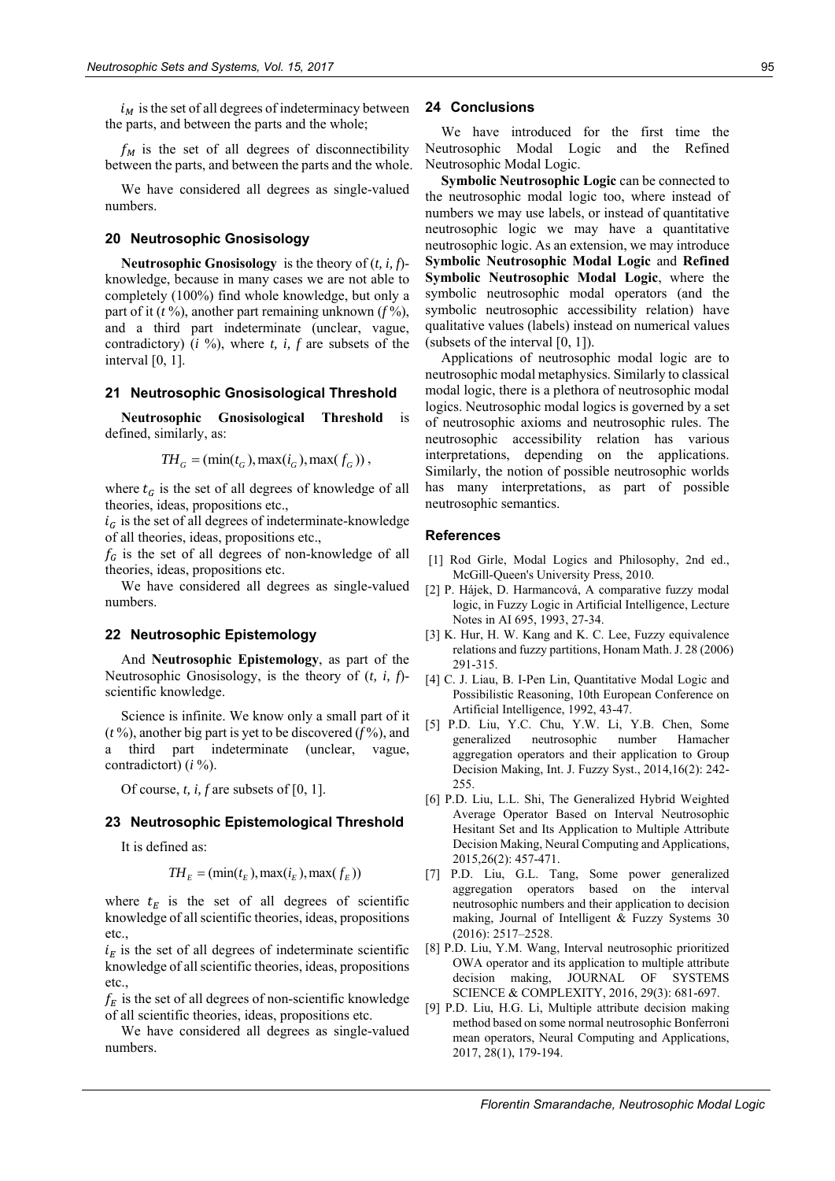$i_M$ is the set of all degrees of indeterminacy between the parts, and between the parts and the whole;

$f_M$ is the set of all degrees of disconnectibility between the parts, and between the parts and the whole.

We have considered all degrees as single-valued numbers.

## 20 Neutrosophic Gnosisology

**Neutrosophic Gnosisology** is the theory of (*t, i, f*)-knowledge, because in many cases we are not able to completely (100%) find whole knowledge, but only a part of it (*t* %), another part remaining unknown (*f* %), and a third part indeterminate (unclear, vague, contradictory) (*i* %), where *t, i, f* are subsets of the interval [0, 1].

## 21 Neutrosophic Gnosisological Threshold

**Neutrosophic Gnosisological Threshold** is defined, similarly, as:

$$TH_G = (\min(t_G), \max(i_G), \max(f_G)),$$

where $t_G$ is the set of all degrees of knowledge of all theories, ideas, propositions etc.,

$i_G$ is the set of all degrees of indeterminate-knowledge of all theories, ideas, propositions etc.,

$f_G$ is the set of all degrees of non-knowledge of all theories, ideas, propositions etc.

We have considered all degrees as single-valued numbers.

## 22 Neutrosophic Epistemology

And **Neutrosophic Epistemology**, as part of the Neutrosophic Gnosisology, is the theory of (*t, i, f*)-scientific knowledge.

Science is infinite. We know only a small part of it (*t* %), another big part is yet to be discovered (*f* %), and a third part indeterminate (unclear, vague, contradictort) (*i* %).

Of course, *t, i, f* are subsets of [0, 1].

## 23 Neutrosophic Epistemological Threshold

It is defined as:

$$TH_E = (\min(t_E), \max(i_E), \max(f_E))$$

where $t_E$ is the set of all degrees of scientific knowledge of all scientific theories, ideas, propositions etc.,

$i_E$ is the set of all degrees of indeterminate scientific knowledge of all scientific theories, ideas, propositions etc.,

$f_E$ is the set of all degrees of non-scientific knowledge of all scientific theories, ideas, propositions etc.

We have considered all degrees as single-valued numbers.

## 24 Conclusions

We have introduced for the first time the Neutrosophic Modal Logic and the Refined Neutrosophic Modal Logic.

**Symbolic Neutrosophic Logic** can be connected to the neutrosophic modal logic too, where instead of numbers we may use labels, or instead of quantitative neutrosophic logic we may have a quantitative neutrosophic logic. As an extension, we may introduce **Symbolic Neutrosophic Modal Logic** and **Refined Symbolic Neutrosophic Modal Logic**, where the symbolic neutrosophic modal operators (and the symbolic neutrosophic accessibility relation) have qualitative values (labels) instead on numerical values (subsets of the interval [0, 1]).

Applications of neutrosophic modal logic are to neutrosophic modal metaphysics. Similarly to classical modal logic, there is a plethora of neutrosophic modal logics. Neutrosophic modal logics is governed by a set of neutrosophic axioms and neutrosophic rules. The neutrosophic accessibility relation has various interpretations, depending on the applications. Similarly, the notion of possible neutrosophic worlds has many interpretations, as part of possible neutrosophic semantics.

## References

[1] Rod Girle, Modal Logics and Philosophy, 2nd ed., McGill-Queen's University Press, 2010.

[2] P. Hájek, D. Harmancová, A comparative fuzzy modal logic, in Fuzzy Logic in Artificial Intelligence, Lecture Notes in AI 695, 1993, 27-34.

[3] K. Hur, H. W. Kang and K. C. Lee, Fuzzy equivalence relations and fuzzy partitions, Honam Math. J. 28 (2006) 291-315.

[4] C. J. Liau, B. I-Pen Lin, Quantitative Modal Logic and Possibilistic Reasoning, 10th European Conference on Artificial Intelligence, 1992, 43-47.

[5] P.D. Liu, Y.C. Chu, Y.W. Li, Y.B. Chen, Some generalized neutrosophic number Hamacher aggregation operators and their application to Group Decision Making, Int. J. Fuzzy Syst., 2014,16(2): 242-255.

[6] P.D. Liu, L.L. Shi, The Generalized Hybrid Weighted Average Operator Based on Interval Neutrosophic Hesitant Set and Its Application to Multiple Attribute Decision Making, Neural Computing and Applications, 2015,26(2): 457-471.

[7] P.D. Liu, G.L. Tang, Some power generalized aggregation operators based on the interval neutrosophic numbers and their application to decision making, Journal of Intelligent & Fuzzy Systems 30 (2016): 2517–2528.

[8] P.D. Liu, Y.M. Wang, Interval neutrosophic prioritized OWA operator and its application to multiple attribute decision making, JOURNAL OF SYSTEMS SCIENCE & COMPLEXITY, 2016, 29(3): 681-697.

[9] P.D. Liu, H.G. Li, Multiple attribute decision making method based on some normal neutrosophic Bonferroni mean operators, Neural Computing and Applications, 2017, 28(1), 179-194.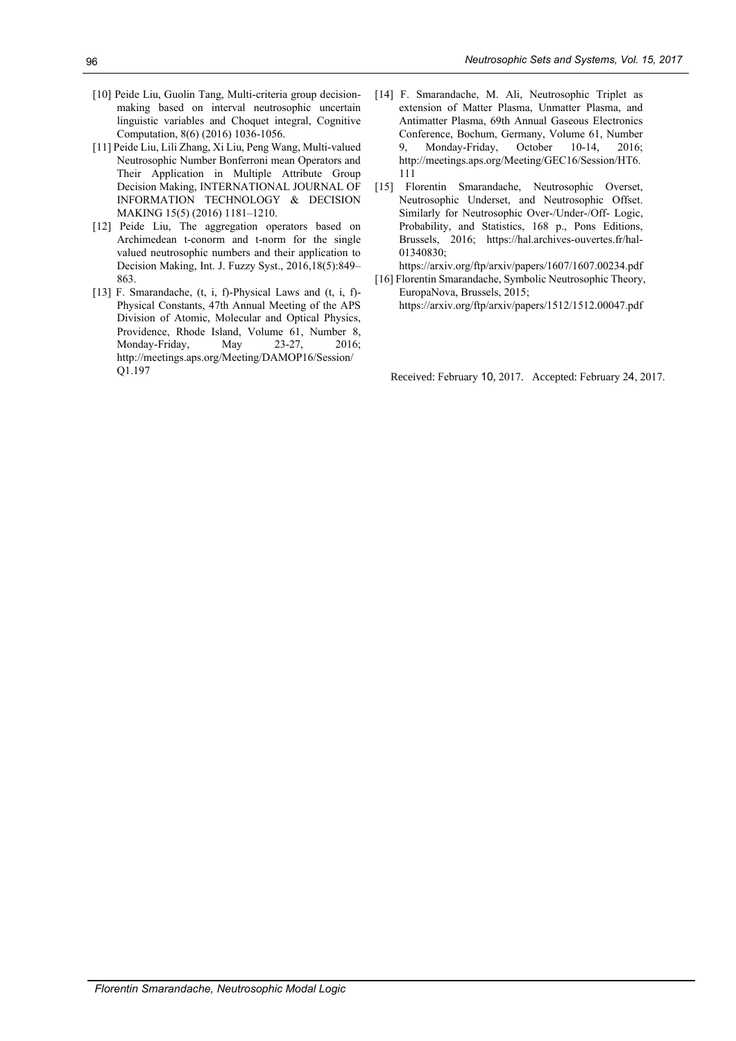[10] Peide Liu, Guolin Tang, Multi-criteria group decision-making based on interval neutrosophic uncertain linguistic variables and Choquet integral, Cognitive Computation, 8(6) (2016) 1036-1056.

[11] Peide Liu, Lili Zhang, Xi Liu, Peng Wang, Multi-valued Neutrosophic Number Bonferroni mean Operators and Their Application in Multiple Attribute Group Decision Making, INTERNATIONAL JOURNAL OF INFORMATION TECHNOLOGY & DECISION MAKING 15(5) (2016) 1181–1210.

[12] Peide Liu, The aggregation operators based on Archimedean t-conorm and t-norm for the single valued neutrosophic numbers and their application to Decision Making, Int. J. Fuzzy Syst., 2016,18(5):849–863.

[13] F. Smarandache, (t, i, f)-Physical Laws and (t, i, f)-Physical Constants, 47th Annual Meeting of the APS Division of Atomic, Molecular and Optical Physics, Providence, Rhode Island, Volume 61, Number 8, Monday-Friday, May 23-27, 2016; http://meetings.aps.org/Meeting/DAMOP16/Session/Q1.197

[14] F. Smarandache, M. Ali, Neutrosophic Triplet as extension of Matter Plasma, Unmatter Plasma, and Antimatter Plasma, 69th Annual Gaseous Electronics Conference, Bochum, Germany, Volume 61, Number 9, Monday-Friday, October 10-14, 2016; http://meetings.aps.org/Meeting/GEC16/Session/HT6.111

[15] Florentin Smarandache, Neutrosophic Overset, Neutrosophic Underset, and Neutrosophic Offset. Similarly for Neutrosophic Over-/Under-/Off- Logic, Probability, and Statistics, 168 p., Pons Editions, Brussels, 2016; https://hal.archives-ouvertes.fr/hal-01340830; https://arxiv.org/ftp/arxiv/papers/1607/1607.00234.pdf

[16] Florentin Smarandache, Symbolic Neutrosophic Theory, EuropaNova, Brussels, 2015; https://arxiv.org/ftp/arxiv/papers/1512/1512.00047.pdf

Received: February 10, 2017. Accepted: February 24, 2017.